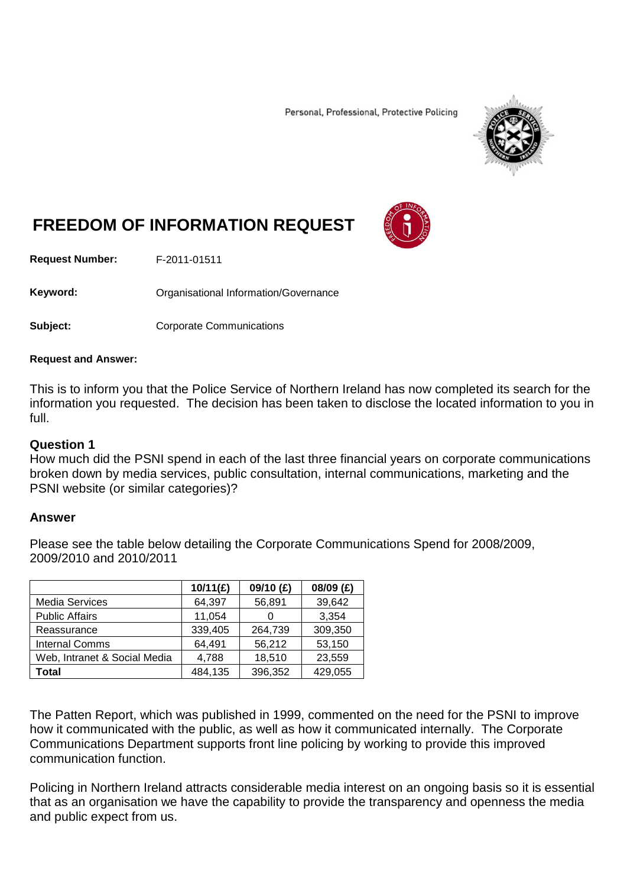Personal, Professional, Protective Policing

# FREEDOM OF INFORMATION REQUEST

**Request Number:** F-2011-01511

**Keyword:** Organisational Information/Governance

**Subject:** Corporate Communications

**Request and Answer:**

This is to inform you that the Police Service of Northern Ireland has now completed its search for the information you requested. The decision has been taken to disclose the located information to you in full.

### Question 1

How much did the PSNI spend in each of the last three financial years on corporate communications broken down by media services, public consultation, internal communications, marketing and the PSNI website (or similar categories)?

### Answer

Please see the table below detailing the Corporate Communications Spend for 2008/2009, 2009/2010 and 2010/2011

| | **10/11(£)** | **09/10 (£)** | **08/09 (£)** |
|---|---|---|---|
| Media Services | 64,397 | 56,891 | 39,642 |
| Public Affairs | 11,054 | 0 | 3,354 |
| Reassurance | 339,405 | 264,739 | 309,350 |
| Internal Comms | 64,491 | 56,212 | 53,150 |
| Web, Intranet & Social Media | 4,788 | 18,510 | 23,559 |
| **Total** | 484,135 | 396,352 | 429,055 |

The Patten Report, which was published in 1999, commented on the need for the PSNI to improve how it communicated with the public, as well as how it communicated internally. The Corporate Communications Department supports front line policing by working to provide this improved communication function.

Policing in Northern Ireland attracts considerable media interest on an ongoing basis so it is essential that as an organisation we have the capability to provide the transparency and openness the media and public expect from us.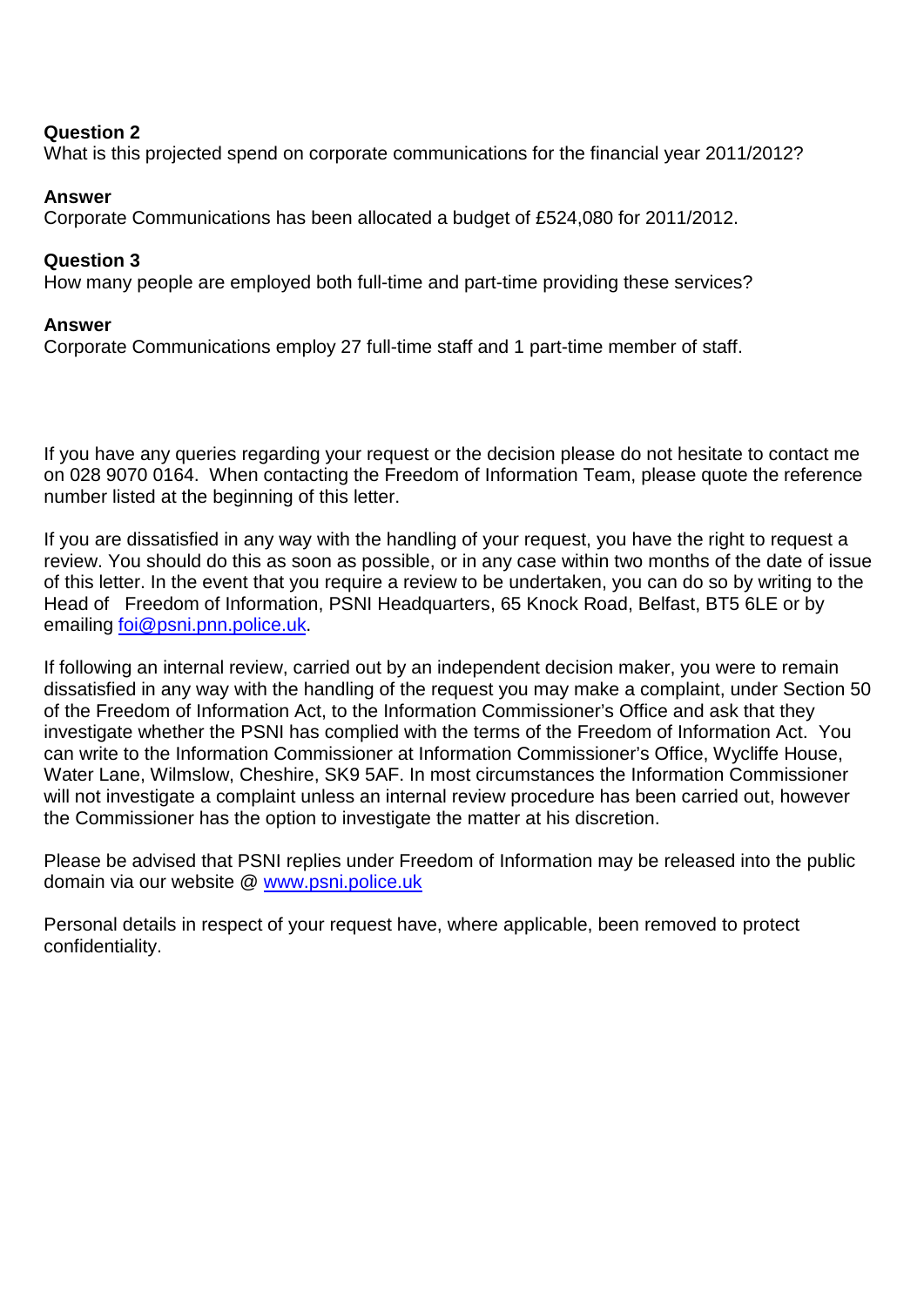**Question 2**
What is this projected spend on corporate communications for the financial year 2011/2012?

**Answer**
Corporate Communications has been allocated a budget of £524,080 for 2011/2012.

**Question 3**
How many people are employed both full-time and part-time providing these services?

**Answer**
Corporate Communications employ 27 full-time staff and 1 part-time member of staff.

If you have any queries regarding your request or the decision please do not hesitate to contact me on 028 9070 0164. When contacting the Freedom of Information Team, please quote the reference number listed at the beginning of this letter.

If you are dissatisfied in any way with the handling of your request, you have the right to request a review. You should do this as soon as possible, or in any case within two months of the date of issue of this letter. In the event that you require a review to be undertaken, you can do so by writing to the Head of Freedom of Information, PSNI Headquarters, 65 Knock Road, Belfast, BT5 6LE or by emailing [foi@psni.pnn.police.uk](mailto:foi@psni.pnn.police.uk).

If following an internal review, carried out by an independent decision maker, you were to remain dissatisfied in any way with the handling of the request you may make a complaint, under Section 50 of the Freedom of Information Act, to the Information Commissioner's Office and ask that they investigate whether the PSNI has complied with the terms of the Freedom of Information Act. You can write to the Information Commissioner at Information Commissioner's Office, Wycliffe House, Water Lane, Wilmslow, Cheshire, SK9 5AF. In most circumstances the Information Commissioner will not investigate a complaint unless an internal review procedure has been carried out, however the Commissioner has the option to investigate the matter at his discretion.

Please be advised that PSNI replies under Freedom of Information may be released into the public domain via our website @ [www.psni.police.uk](http://www.psni.police.uk)

Personal details in respect of your request have, where applicable, been removed to protect confidentiality.